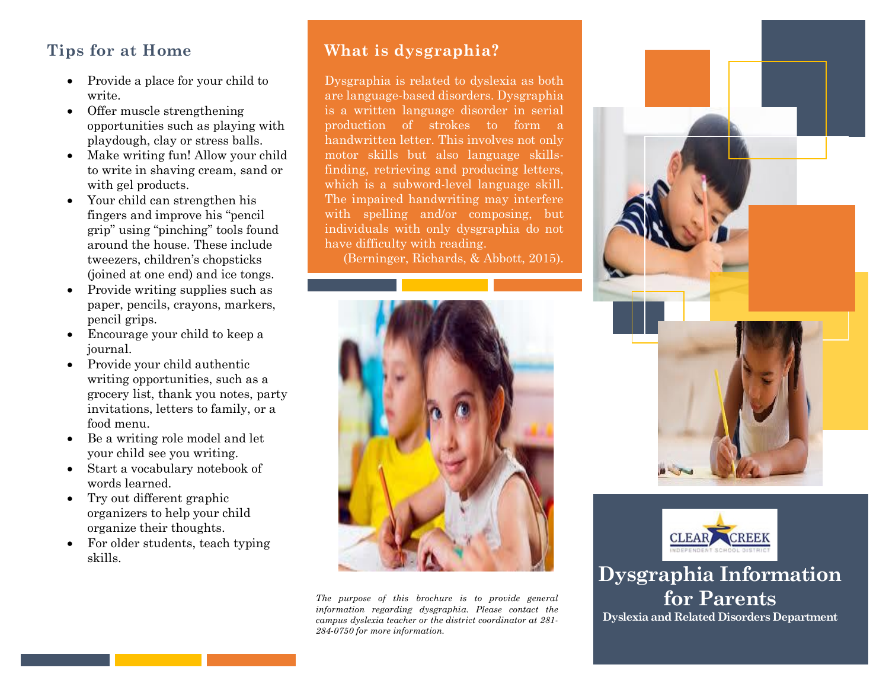## Tips for at Home

- Provide a place for your child to write.
- Offer muscle strengthening opportunities such as playing with playdough, clay or stress balls.
- Make writing fun! Allow your child to write in shaving cream, sand or with gel products.
- Your child can strengthen his fingers and improve his "pencil grip" using "pinching" tools found around the house. These include tweezers, children's chopsticks (joined at one end) and ice tongs.
- Provide writing supplies such as paper, pencils, crayons, markers, pencil grips.
- Encourage your child to keep a journal.
- Provide your child authentic writing opportunities, such as a grocery list, thank you notes, party invitations, letters to family, or a food menu.
- Be a writing role model and let your child see you writing.
- Start a vocabulary notebook of words learned.
- Try out different graphic organizers to help your child organize their thoughts.
- For older students, teach typing skills.

## What is dysgraphia?

Dysgraphia is related to dyslexia as both are language-based disorders. Dysgraphia is a written language disorder in serial production of strokes to form a handwritten letter. This involves not only motor skills but also language skills- finding, retrieving and producing letters, which is a subword-level language skill. The impaired handwriting may interfere with spelling and/or composing, but individuals with only dysgraphia do not have difficulty with reading.

(Berninger, Richards, & Abbott, 2015).

*The purpose of this brochure is to provide general information regarding dysgraphia. Please contact the campus dyslexia teacher or the district coordinator at 281-284-0750 for more information.*

CLEAR CREEK INDEPENDENT SCHOOL DISTRICT

# Dysgraphia Information for Parents

**Dyslexia and Related Disorders Department**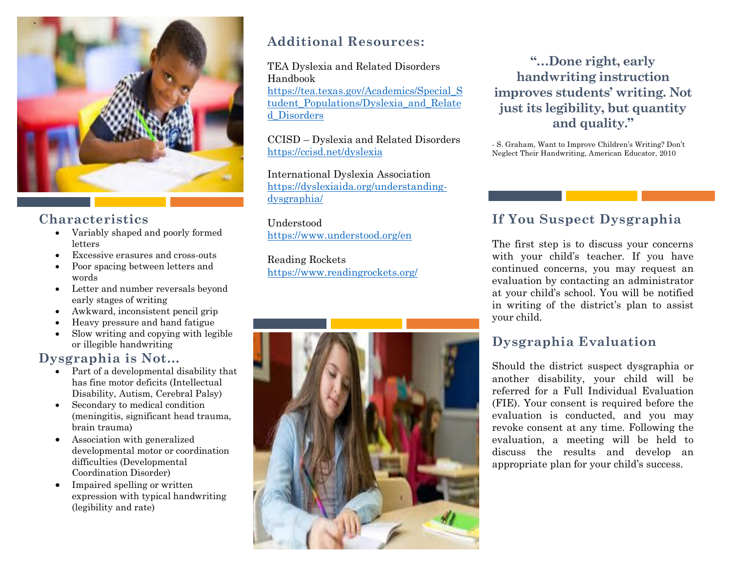## Characteristics

- Variably shaped and poorly formed letters
- Excessive erasures and cross-outs
- Poor spacing between letters and words
- Letter and number reversals beyond early stages of writing
- Awkward, inconsistent pencil grip
- Heavy pressure and hand fatigue
- Slow writing and copying with legible or illegible handwriting

## Dysgraphia is Not…

- Part of a developmental disability that has fine motor deficits (Intellectual Disability, Autism, Cerebral Palsy)
- Secondary to medical condition (meningitis, significant head trauma, brain trauma)
- Association with generalized developmental motor or coordination difficulties (Developmental Coordination Disorder)
- Impaired spelling or written expression with typical handwriting (legibility and rate)

## Additional Resources:

TEA Dyslexia and Related Disorders Handbook
https://tea.texas.gov/Academics/Special_Student_Populations/Dyslexia_and_Related_Disorders

CCISD – Dyslexia and Related Disorders
https://ccisd.net/dyslexia

International Dyslexia Association
https://dyslexiaida.org/understanding-dysgraphia/

Understood
https://www.understood.org/en

Reading Rockets
https://www.readingrockets.org/

**"…Done right, early handwriting instruction improves students' writing. Not just its legibility, but quantity and quality."**

- S. Graham, Want to Improve Children's Writing? Don't Neglect Their Handwriting, American Educator, 2010

## If You Suspect Dysgraphia

The first step is to discuss your concerns with your child's teacher. If you have continued concerns, you may request an evaluation by contacting an administrator at your child's school. You will be notified in writing of the district's plan to assist your child.

## Dysgraphia Evaluation

Should the district suspect dysgraphia or another disability, your child will be referred for a Full Individual Evaluation (FIE). Your consent is required before the evaluation is conducted, and you may revoke consent at any time. Following the evaluation, a meeting will be held to discuss the results and develop an appropriate plan for your child's success.